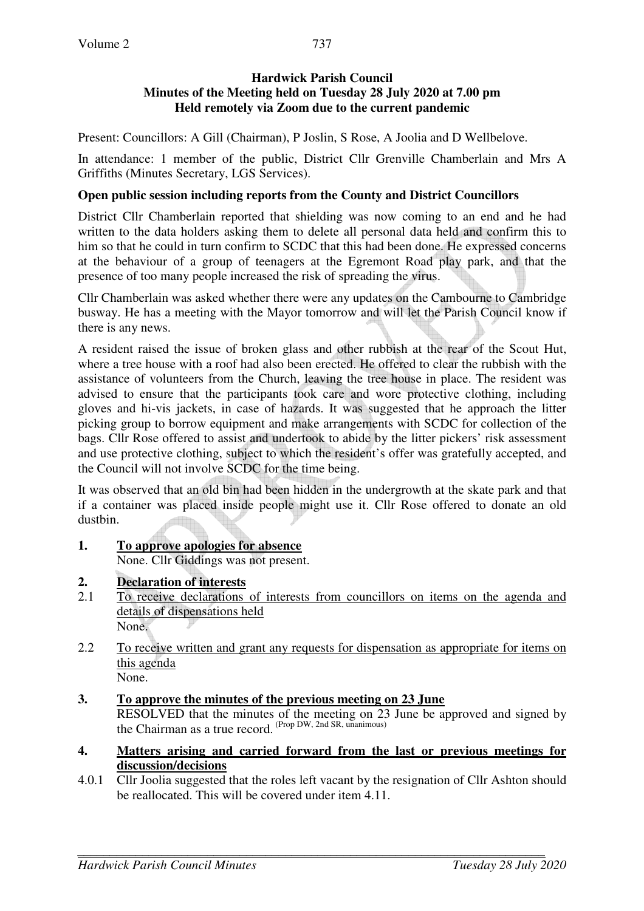# Hardwick Parish Council
## Minutes of the Meeting held on Tuesday 28 July 2020 at 7.00 pm
## Held remotely via Zoom due to the current pandemic

Present: Councillors: A Gill (Chairman), P Joslin, S Rose, A Joolia and D Wellbelove.

In attendance: 1 member of the public, District Cllr Grenville Chamberlain and Mrs A Griffiths (Minutes Secretary, LGS Services).

**Open public session including reports from the County and District Councillors**

District Cllr Chamberlain reported that shielding was now coming to an end and he had written to the data holders asking them to delete all personal data held and confirm this to him so that he could in turn confirm to SCDC that this had been done. He expressed concerns at the behaviour of a group of teenagers at the Egremont Road play park, and that the presence of too many people increased the risk of spreading the virus.

Cllr Chamberlain was asked whether there were any updates on the Cambourne to Cambridge busway. He has a meeting with the Mayor tomorrow and will let the Parish Council know if there is any news.

A resident raised the issue of broken glass and other rubbish at the rear of the Scout Hut, where a tree house with a roof had also been erected. He offered to clear the rubbish with the assistance of volunteers from the Church, leaving the tree house in place. The resident was advised to ensure that the participants took care and wore protective clothing, including gloves and hi-vis jackets, in case of hazards. It was suggested that he approach the litter picking group to borrow equipment and make arrangements with SCDC for collection of the bags. Cllr Rose offered to assist and undertook to abide by the litter pickers' risk assessment and use protective clothing, subject to which the resident's offer was gratefully accepted, and the Council will not involve SCDC for the time being.

It was observed that an old bin had been hidden in the undergrowth at the skate park and that if a container was placed inside people might use it. Cllr Rose offered to donate an old dustbin.

**1. <u>To approve apologies for absence</u>**
None. Cllr Giddings was not present.

**2. <u>Declaration of interests</u>**

2.1 <u>To receive declarations of interests from councillors on items on the agenda and details of dispensations held</u>
None.

2.2 <u>To receive written and grant any requests for dispensation as appropriate for items on this agenda</u>
None.

**3. <u>To approve the minutes of the previous meeting on 23 June</u>**
RESOLVED that the minutes of the meeting on 23 June be approved and signed by the Chairman as a true record. (Prop DW, 2nd SR, unanimous)

**4. <u>Matters arising and carried forward from the last or previous meetings for discussion/decisions</u>**

4.0.1 Cllr Joolia suggested that the roles left vacant by the resignation of Cllr Ashton should be reallocated. This will be covered under item 4.11.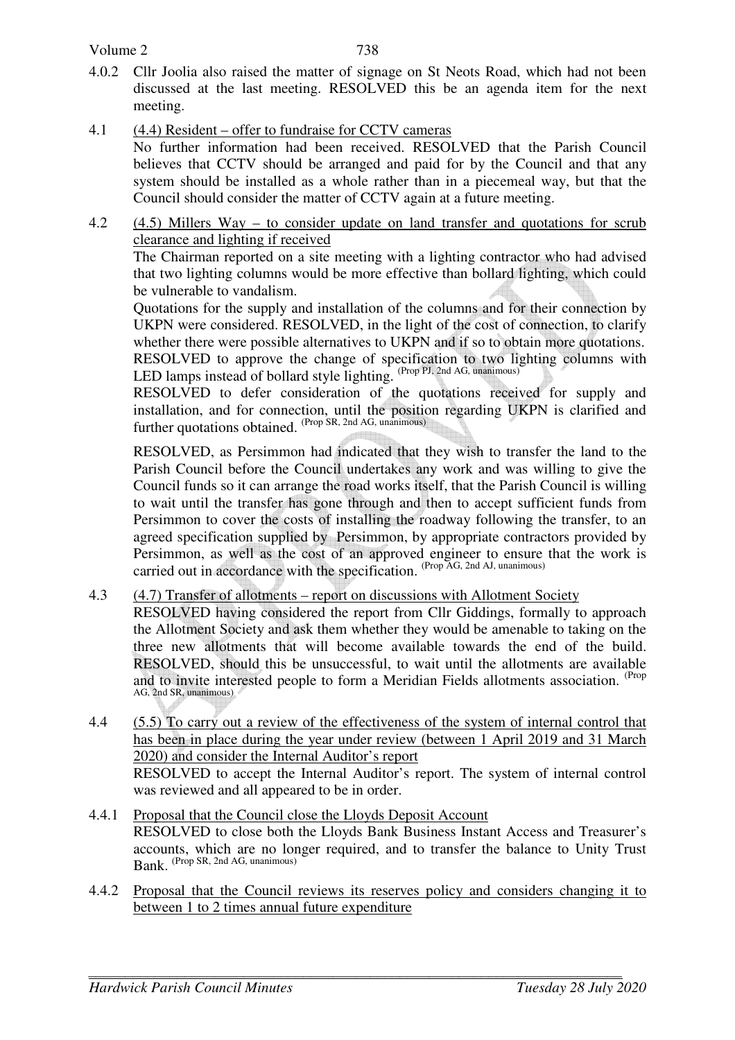4.0.2 Cllr Joolia also raised the matter of signage on St Neots Road, which had not been discussed at the last meeting. RESOLVED this be an agenda item for the next meeting.

4.1 <u>(4.4) Resident – offer to fundraise for CCTV cameras</u>

No further information had been received. RESOLVED that the Parish Council believes that CCTV should be arranged and paid for by the Council and that any system should be installed as a whole rather than in a piecemeal way, but that the Council should consider the matter of CCTV again at a future meeting.

4.2 <u>(4.5) Millers Way – to consider update on land transfer and quotations for scrub clearance and lighting if received</u>

The Chairman reported on a site meeting with a lighting contractor who had advised that two lighting columns would be more effective than bollard lighting, which could be vulnerable to vandalism.

Quotations for the supply and installation of the columns and for their connection by UKPN were considered. RESOLVED, in the light of the cost of connection, to clarify whether there were possible alternatives to UKPN and if so to obtain more quotations. RESOLVED to approve the change of specification to two lighting columns with LED lamps instead of bollard style lighting. (Prop PJ, 2nd AG, unanimous)

RESOLVED to defer consideration of the quotations received for supply and installation, and for connection, until the position regarding UKPN is clarified and further quotations obtained. (Prop SR, 2nd AG, unanimous)

RESOLVED, as Persimmon had indicated that they wish to transfer the land to the Parish Council before the Council undertakes any work and was willing to give the Council funds so it can arrange the road works itself, that the Parish Council is willing to wait until the transfer has gone through and then to accept sufficient funds from Persimmon to cover the costs of installing the roadway following the transfer, to an agreed specification supplied by Persimmon, by appropriate contractors provided by Persimmon, as well as the cost of an approved engineer to ensure that the work is carried out in accordance with the specification. (Prop AG, 2nd AJ, unanimous)

4.3 <u>(4.7) Transfer of allotments – report on discussions with Allotment Society</u>

RESOLVED having considered the report from Cllr Giddings, formally to approach the Allotment Society and ask them whether they would be amenable to taking on the three new allotments that will become available towards the end of the build. RESOLVED, should this be unsuccessful, to wait until the allotments are available and to invite interested people to form a Meridian Fields allotments association. (Prop AG, 2nd SR, unanimous)

4.4 <u>(5.5) To carry out a review of the effectiveness of the system of internal control that has been in place during the year under review (between 1 April 2019 and 31 March 2020) and consider the Internal Auditor's report</u>

RESOLVED to accept the Internal Auditor's report. The system of internal control was reviewed and all appeared to be in order.

4.4.1 <u>Proposal that the Council close the Lloyds Deposit Account</u>

RESOLVED to close both the Lloyds Bank Business Instant Access and Treasurer's accounts, which are no longer required, and to transfer the balance to Unity Trust Bank. (Prop SR, 2nd AG, unanimous)

4.4.2 <u>Proposal that the Council reviews its reserves policy and considers changing it to between 1 to 2 times annual future expenditure</u>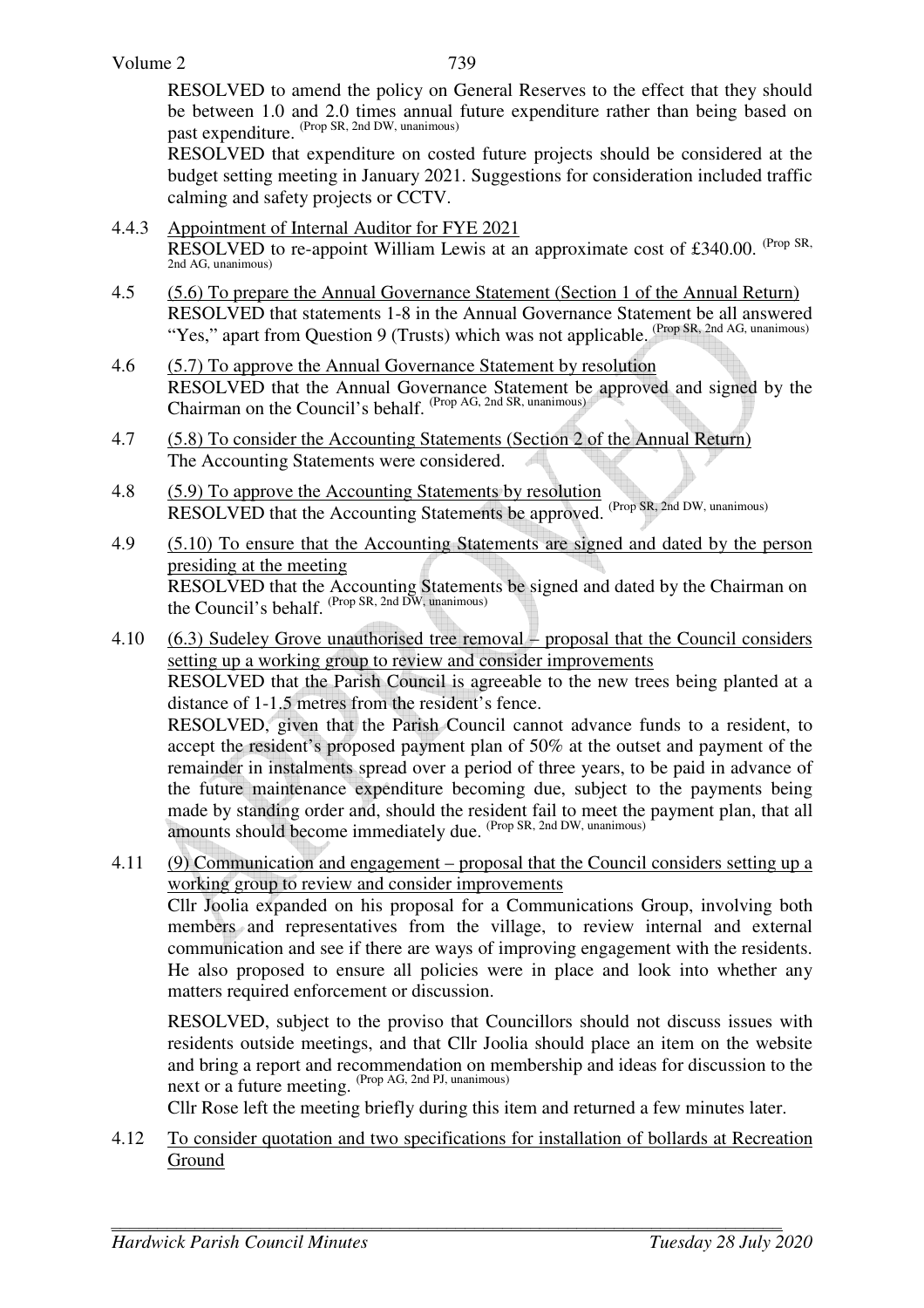RESOLVED to amend the policy on General Reserves to the effect that they should be between 1.0 and 2.0 times annual future expenditure rather than being based on past expenditure. (Prop SR, 2nd DW, unanimous)

RESOLVED that expenditure on costed future projects should be considered at the budget setting meeting in January 2021. Suggestions for consideration included traffic calming and safety projects or CCTV.

4.4.3 Appointment of Internal Auditor for FYE 2021

RESOLVED to re-appoint William Lewis at an approximate cost of £340.00. (Prop SR, 2nd AG, unanimous)

4.5 (5.6) To prepare the Annual Governance Statement (Section 1 of the Annual Return)

RESOLVED that statements 1-8 in the Annual Governance Statement be all answered "Yes," apart from Question 9 (Trusts) which was not applicable. (Prop SR, 2nd AG, unanimous)

4.6 (5.7) To approve the Annual Governance Statement by resolution

RESOLVED that the Annual Governance Statement be approved and signed by the Chairman on the Council's behalf. (Prop AG, 2nd SR, unanimous)

4.7 (5.8) To consider the Accounting Statements (Section 2 of the Annual Return)

The Accounting Statements were considered.

4.8 (5.9) To approve the Accounting Statements by resolution

RESOLVED that the Accounting Statements be approved. (Prop SR, 2nd DW, unanimous)

4.9 (5.10) To ensure that the Accounting Statements are signed and dated by the person presiding at the meeting

RESOLVED that the Accounting Statements be signed and dated by the Chairman on the Council's behalf. (Prop SR, 2nd DW, unanimous)

4.10 (6.3) Sudeley Grove unauthorised tree removal – proposal that the Council considers setting up a working group to review and consider improvements

RESOLVED that the Parish Council is agreeable to the new trees being planted at a distance of 1-1.5 metres from the resident's fence.

RESOLVED, given that the Parish Council cannot advance funds to a resident, to accept the resident's proposed payment plan of 50% at the outset and payment of the remainder in instalments spread over a period of three years, to be paid in advance of the future maintenance expenditure becoming due, subject to the payments being made by standing order and, should the resident fail to meet the payment plan, that all amounts should become immediately due. (Prop SR, 2nd DW, unanimous)

4.11 (9) Communication and engagement – proposal that the Council considers setting up a working group to review and consider improvements

Cllr Joolia expanded on his proposal for a Communications Group, involving both members and representatives from the village, to review internal and external communication and see if there are ways of improving engagement with the residents. He also proposed to ensure all policies were in place and look into whether any matters required enforcement or discussion.

RESOLVED, subject to the proviso that Councillors should not discuss issues with residents outside meetings, and that Cllr Joolia should place an item on the website and bring a report and recommendation on membership and ideas for discussion to the next or a future meeting. (Prop AG, 2nd PJ, unanimous)

Cllr Rose left the meeting briefly during this item and returned a few minutes later.

4.12 To consider quotation and two specifications for installation of bollards at Recreation Ground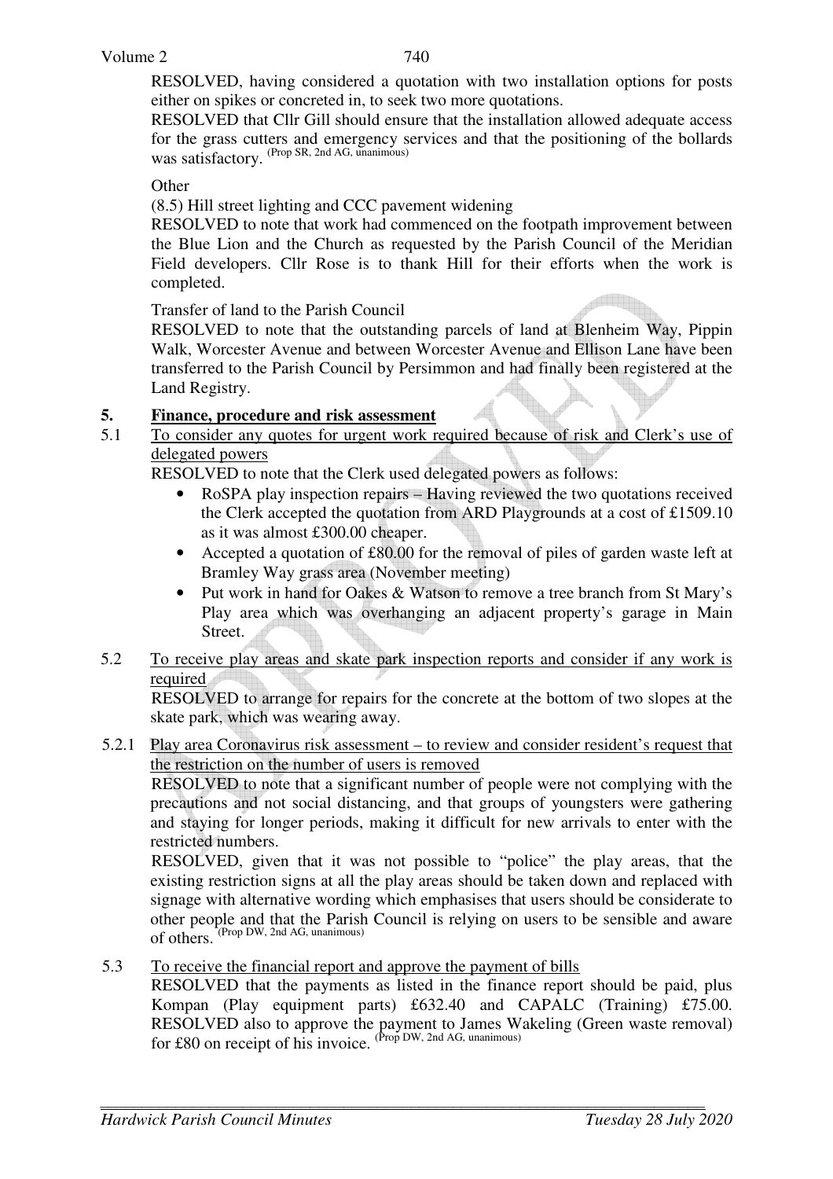RESOLVED, having considered a quotation with two installation options for posts either on spikes or concreted in, to seek two more quotations.

RESOLVED that Cllr Gill should ensure that the installation allowed adequate access for the grass cutters and emergency services and that the positioning of the bollards was satisfactory. (Prop SR, 2nd AG, unanimous)

Other

(8.5) Hill street lighting and CCC pavement widening

RESOLVED to note that work had commenced on the footpath improvement between the Blue Lion and the Church as requested by the Parish Council of the Meridian Field developers. Cllr Rose is to thank Hill for their efforts when the work is completed.

Transfer of land to the Parish Council

RESOLVED to note that the outstanding parcels of land at Blenheim Way, Pippin Walk, Worcester Avenue and between Worcester Avenue and Ellison Lane have been transferred to the Parish Council by Persimmon and had finally been registered at the Land Registry.

## 5. Finance, procedure and risk assessment

5.1 To consider any quotes for urgent work required because of risk and Clerk's use of delegated powers

RESOLVED to note that the Clerk used delegated powers as follows:

- RoSPA play inspection repairs – Having reviewed the two quotations received the Clerk accepted the quotation from ARD Playgrounds at a cost of £1509.10 as it was almost £300.00 cheaper.
- Accepted a quotation of £80.00 for the removal of piles of garden waste left at Bramley Way grass area (November meeting)
- Put work in hand for Oakes & Watson to remove a tree branch from St Mary's Play area which was overhanging an adjacent property's garage in Main Street.

5.2 To receive play areas and skate park inspection reports and consider if any work is required

RESOLVED to arrange for repairs for the concrete at the bottom of two slopes at the skate park, which was wearing away.

5.2.1 Play area Coronavirus risk assessment – to review and consider resident's request that the restriction on the number of users is removed

RESOLVED to note that a significant number of people were not complying with the precautions and not social distancing, and that groups of youngsters were gathering and staying for longer periods, making it difficult for new arrivals to enter with the restricted numbers.

RESOLVED, given that it was not possible to "police" the play areas, that the existing restriction signs at all the play areas should be taken down and replaced with signage with alternative wording which emphasises that users should be considerate to other people and that the Parish Council is relying on users to be sensible and aware of others. (Prop DW, 2nd AG, unanimous)

5.3 To receive the financial report and approve the payment of bills

RESOLVED that the payments as listed in the finance report should be paid, plus Kompan (Play equipment parts) £632.40 and CAPALC (Training) £75.00. RESOLVED also to approve the payment to James Wakeling (Green waste removal) for £80 on receipt of his invoice. (Prop DW, 2nd AG, unanimous)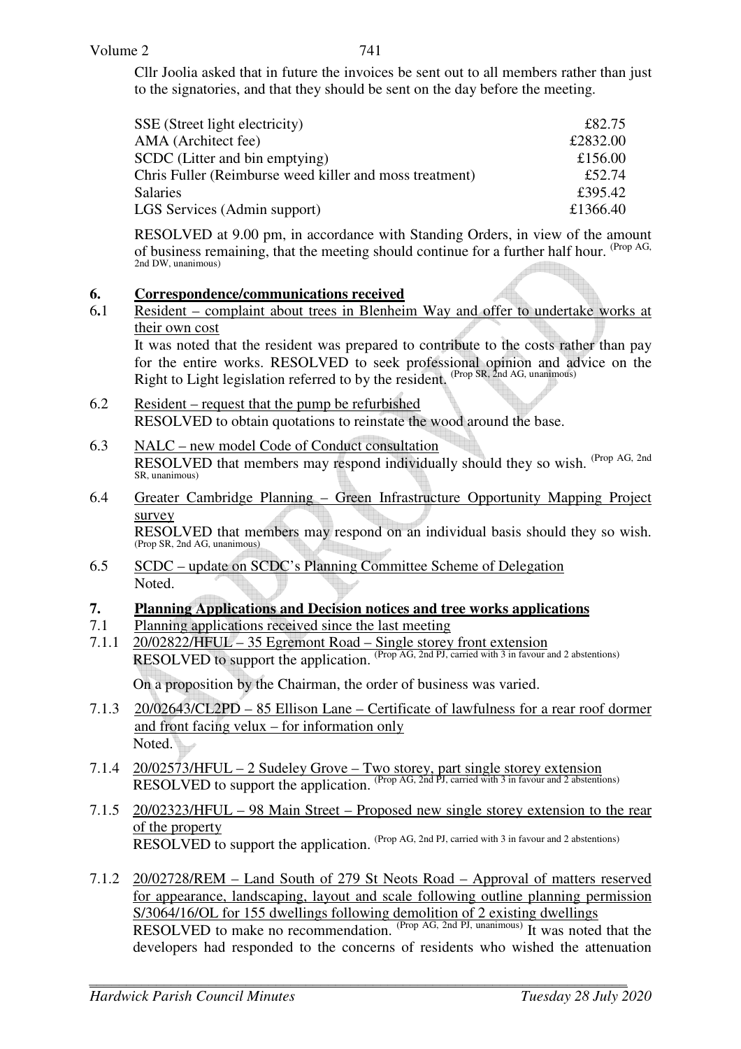Cllr Joolia asked that in future the invoices be sent out to all members rather than just to the signatories, and that they should be sent on the day before the meeting.

| | |
|---|---|
| SSE (Street light electricity) | £82.75 |
| AMA (Architect fee) | £2832.00 |
| SCDC (Litter and bin emptying) | £156.00 |
| Chris Fuller (Reimburse weed killer and moss treatment) | £52.74 |
| Salaries | £395.42 |
| LGS Services (Admin support) | £1366.40 |

RESOLVED at 9.00 pm, in accordance with Standing Orders, in view of the amount of business remaining, that the meeting should continue for a further half hour. (Prop AG, 2nd DW, unanimous)

## 6. Correspondence/communications received

6.1 Resident – complaint about trees in Blenheim Way and offer to undertake works at their own cost

It was noted that the resident was prepared to contribute to the costs rather than pay for the entire works. RESOLVED to seek professional opinion and advice on the Right to Light legislation referred to by the resident. (Prop SR, 2nd AG, unanimous)

6.2 Resident – request that the pump be refurbished

RESOLVED to obtain quotations to reinstate the wood around the base.

6.3 NALC – new model Code of Conduct consultation

RESOLVED that members may respond individually should they so wish. (Prop AG, 2nd SR, unanimous)

6.4 Greater Cambridge Planning – Green Infrastructure Opportunity Mapping Project survey

RESOLVED that members may respond on an individual basis should they so wish. (Prop SR, 2nd AG, unanimous)

6.5 SCDC – update on SCDC's Planning Committee Scheme of Delegation

Noted.

## 7. Planning Applications and Decision notices and tree works applications

7.1 Planning applications received since the last meeting

7.1.1 20/02822/HFUL – 35 Egremont Road – Single storey front extension

RESOLVED to support the application. (Prop AG, 2nd PJ, carried with 3 in favour and 2 abstentions)

On a proposition by the Chairman, the order of business was varied.

7.1.3 20/02643/CL2PD – 85 Ellison Lane – Certificate of lawfulness for a rear roof dormer and front facing velux – for information only

Noted.

7.1.4 20/02573/HFUL – 2 Sudeley Grove – Two storey, part single storey extension

RESOLVED to support the application. (Prop AG, 2nd PJ, carried with 3 in favour and 2 abstentions)

7.1.5 20/02323/HFUL – 98 Main Street – Proposed new single storey extension to the rear of the property

RESOLVED to support the application. (Prop AG, 2nd PJ, carried with 3 in favour and 2 abstentions)

7.1.2 20/02728/REM – Land South of 279 St Neots Road – Approval of matters reserved for appearance, landscaping, layout and scale following outline planning permission S/3064/16/OL for 155 dwellings following demolition of 2 existing dwellings

RESOLVED to make no recommendation. (Prop AG, 2nd PJ, unanimous) It was noted that the developers had responded to the concerns of residents who wished the attenuation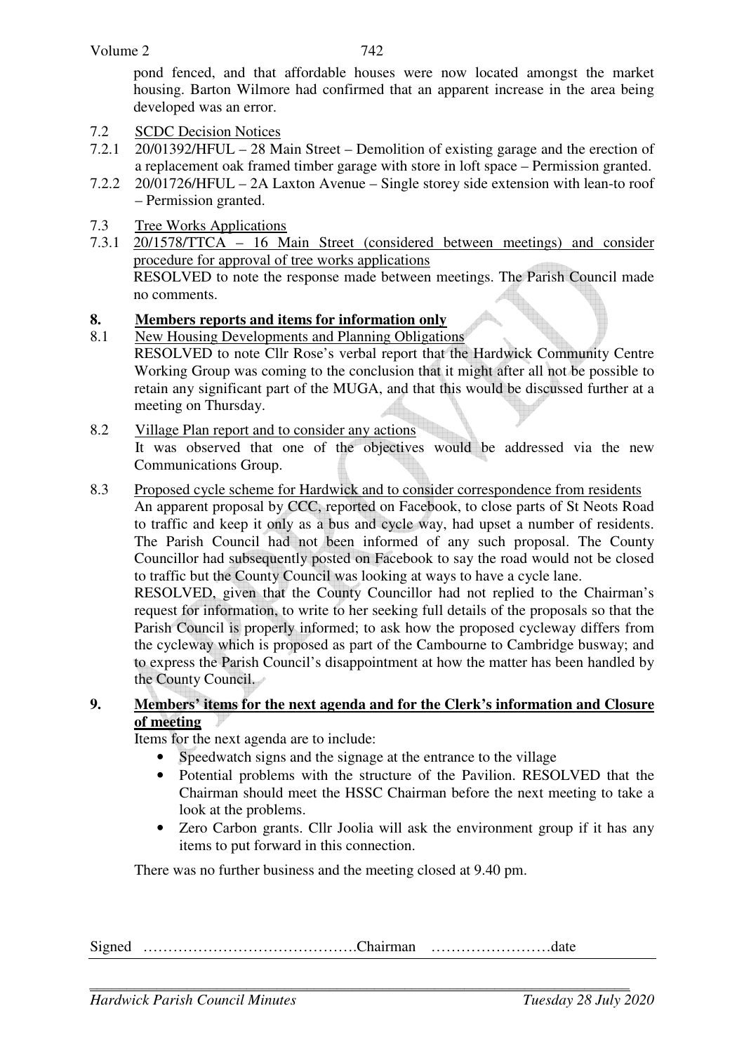pond fenced, and that affordable houses were now located amongst the market housing. Barton Wilmore had confirmed that an apparent increase in the area being developed was an error.

7.2 SCDC Decision Notices

7.2.1 20/01392/HFUL – 28 Main Street – Demolition of existing garage and the erection of a replacement oak framed timber garage with store in loft space – Permission granted.

7.2.2 20/01726/HFUL – 2A Laxton Avenue – Single storey side extension with lean-to roof – Permission granted.

7.3 Tree Works Applications

7.3.1 20/1578/TTCA – 16 Main Street (considered between meetings) and consider procedure for approval of tree works applications

RESOLVED to note the response made between meetings. The Parish Council made no comments.

## 8. Members reports and items for information only

8.1 New Housing Developments and Planning Obligations

RESOLVED to note Cllr Rose's verbal report that the Hardwick Community Centre Working Group was coming to the conclusion that it might after all not be possible to retain any significant part of the MUGA, and that this would be discussed further at a meeting on Thursday.

8.2 Village Plan report and to consider any actions

It was observed that one of the objectives would be addressed via the new Communications Group.

8.3 Proposed cycle scheme for Hardwick and to consider correspondence from residents

An apparent proposal by CCC, reported on Facebook, to close parts of St Neots Road to traffic and keep it only as a bus and cycle way, had upset a number of residents. The Parish Council had not been informed of any such proposal. The County Councillor had subsequently posted on Facebook to say the road would not be closed to traffic but the County Council was looking at ways to have a cycle lane.

RESOLVED, given that the County Councillor had not replied to the Chairman's request for information, to write to her seeking full details of the proposals so that the Parish Council is properly informed; to ask how the proposed cycleway differs from the cycleway which is proposed as part of the Cambourne to Cambridge busway; and to express the Parish Council's disappointment at how the matter has been handled by the County Council.

## 9. Members' items for the next agenda and for the Clerk's information and Closure of meeting

Items for the next agenda are to include:

- Speedwatch signs and the signage at the entrance to the village
- Potential problems with the structure of the Pavilion. RESOLVED that the Chairman should meet the HSSC Chairman before the next meeting to take a look at the problems.
- Zero Carbon grants. Cllr Joolia will ask the environment group if it has any items to put forward in this connection.

There was no further business and the meeting closed at 9.40 pm.

Signed …………………………………….Chairman ……………………date